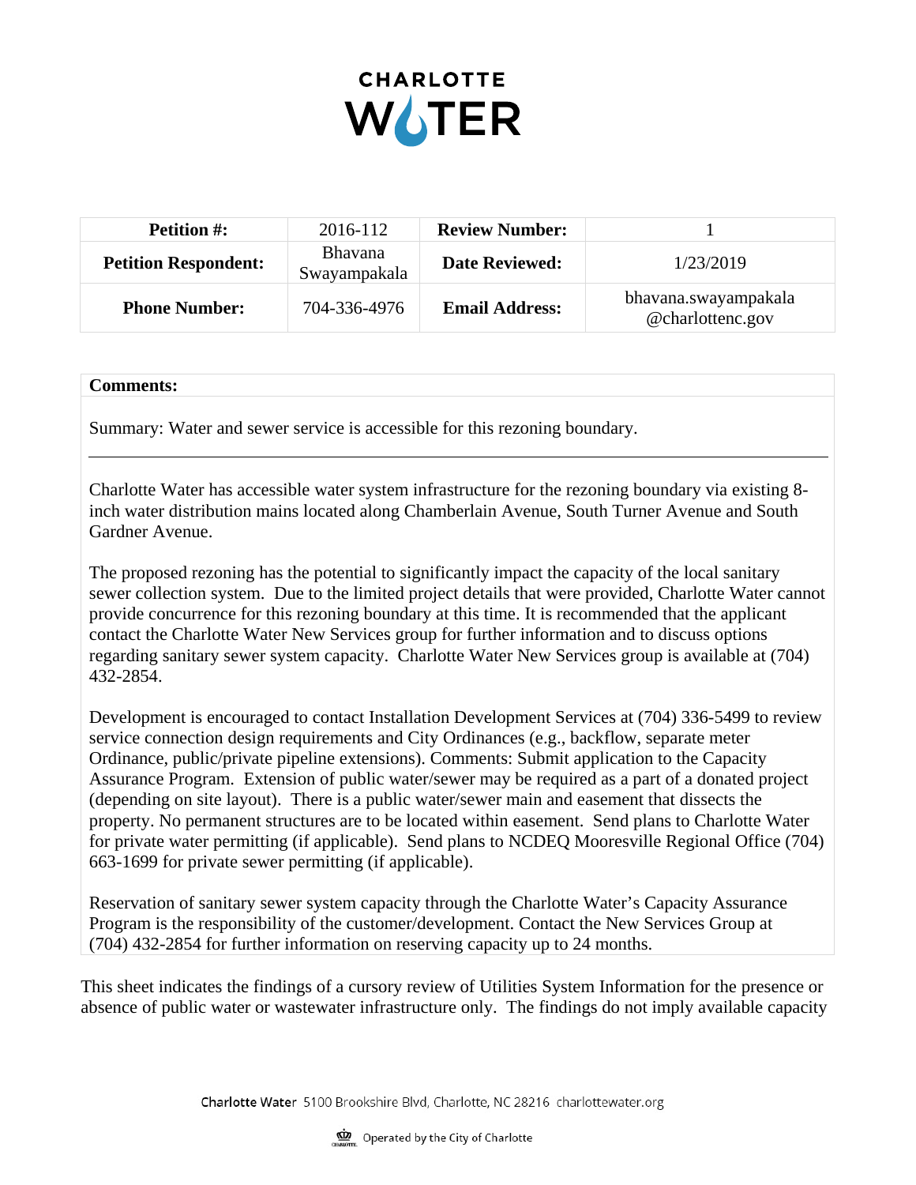# CHARLOTTE WATER

| **Petition #:** | 2016-112 | **Review Number:** | 1 |
|---|---|---|---|
| **Petition Respondent:** | Bhavana Swayampakala | **Date Reviewed:** | 1/23/2019 |
| **Phone Number:** | 704-336-4976 | **Email Address:** | bhavana.swayampakala@charlottenc.gov |

**Comments:**

Summary: Water and sewer service is accessible for this rezoning boundary.

---

Charlotte Water has accessible water system infrastructure for the rezoning boundary via existing 8-inch water distribution mains located along Chamberlain Avenue, South Turner Avenue and South Gardner Avenue.

The proposed rezoning has the potential to significantly impact the capacity of the local sanitary sewer collection system. Due to the limited project details that were provided, Charlotte Water cannot provide concurrence for this rezoning boundary at this time. It is recommended that the applicant contact the Charlotte Water New Services group for further information and to discuss options regarding sanitary sewer system capacity. Charlotte Water New Services group is available at (704) 432-2854.

Development is encouraged to contact Installation Development Services at (704) 336-5499 to review service connection design requirements and City Ordinances (e.g., backflow, separate meter Ordinance, public/private pipeline extensions). Comments: Submit application to the Capacity Assurance Program. Extension of public water/sewer may be required as a part of a donated project (depending on site layout). There is a public water/sewer main and easement that dissects the property. No permanent structures are to be located within easement. Send plans to Charlotte Water for private water permitting (if applicable). Send plans to NCDEQ Mooresville Regional Office (704) 663-1699 for private sewer permitting (if applicable).

Reservation of sanitary sewer system capacity through the Charlotte Water's Capacity Assurance Program is the responsibility of the customer/development. Contact the New Services Group at (704) 432-2854 for further information on reserving capacity up to 24 months.

This sheet indicates the findings of a cursory review of Utilities System Information for the presence or absence of public water or wastewater infrastructure only. The findings do not imply available capacity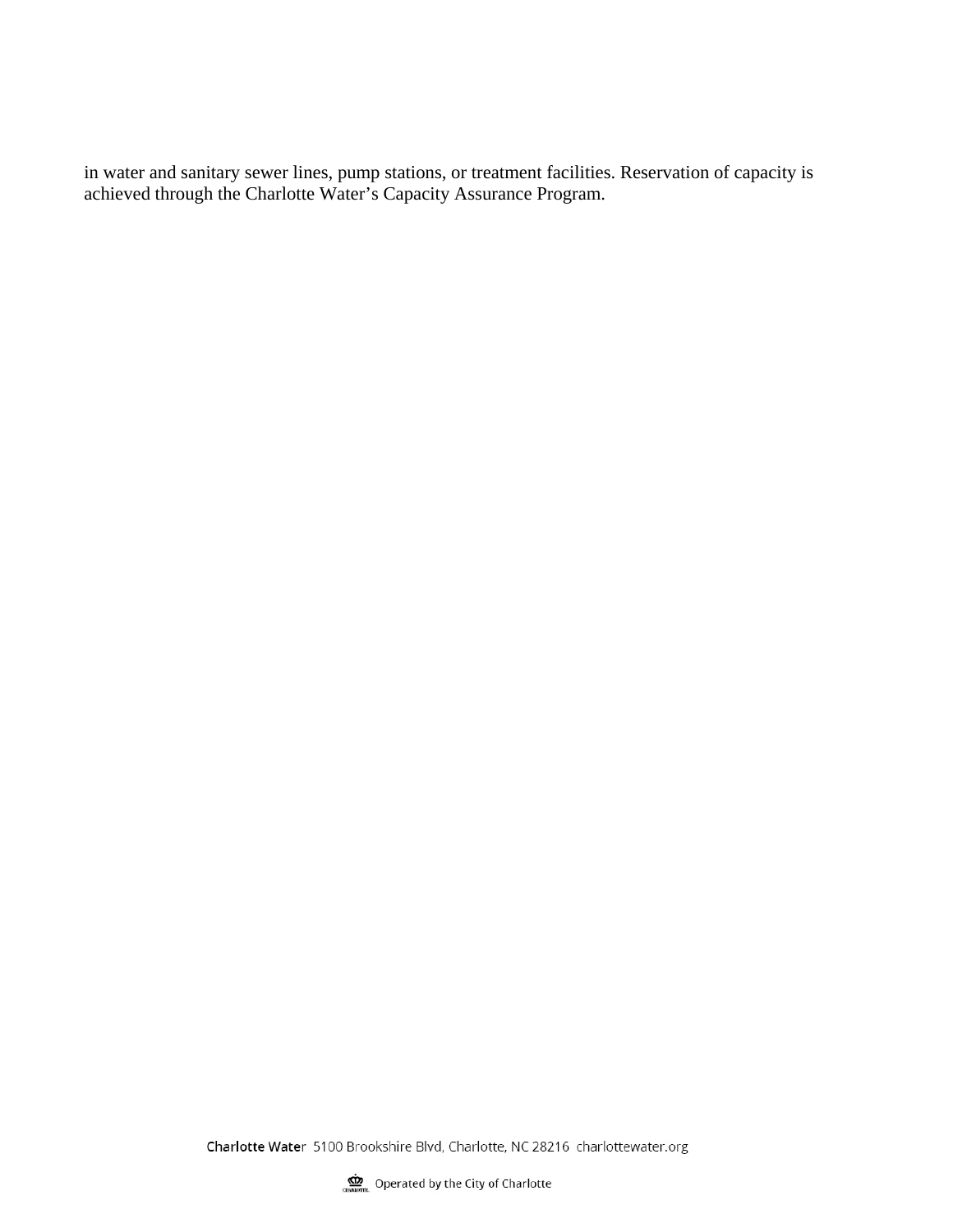in water and sanitary sewer lines, pump stations, or treatment facilities. Reservation of capacity is achieved through the Charlotte Water's Capacity Assurance Program.